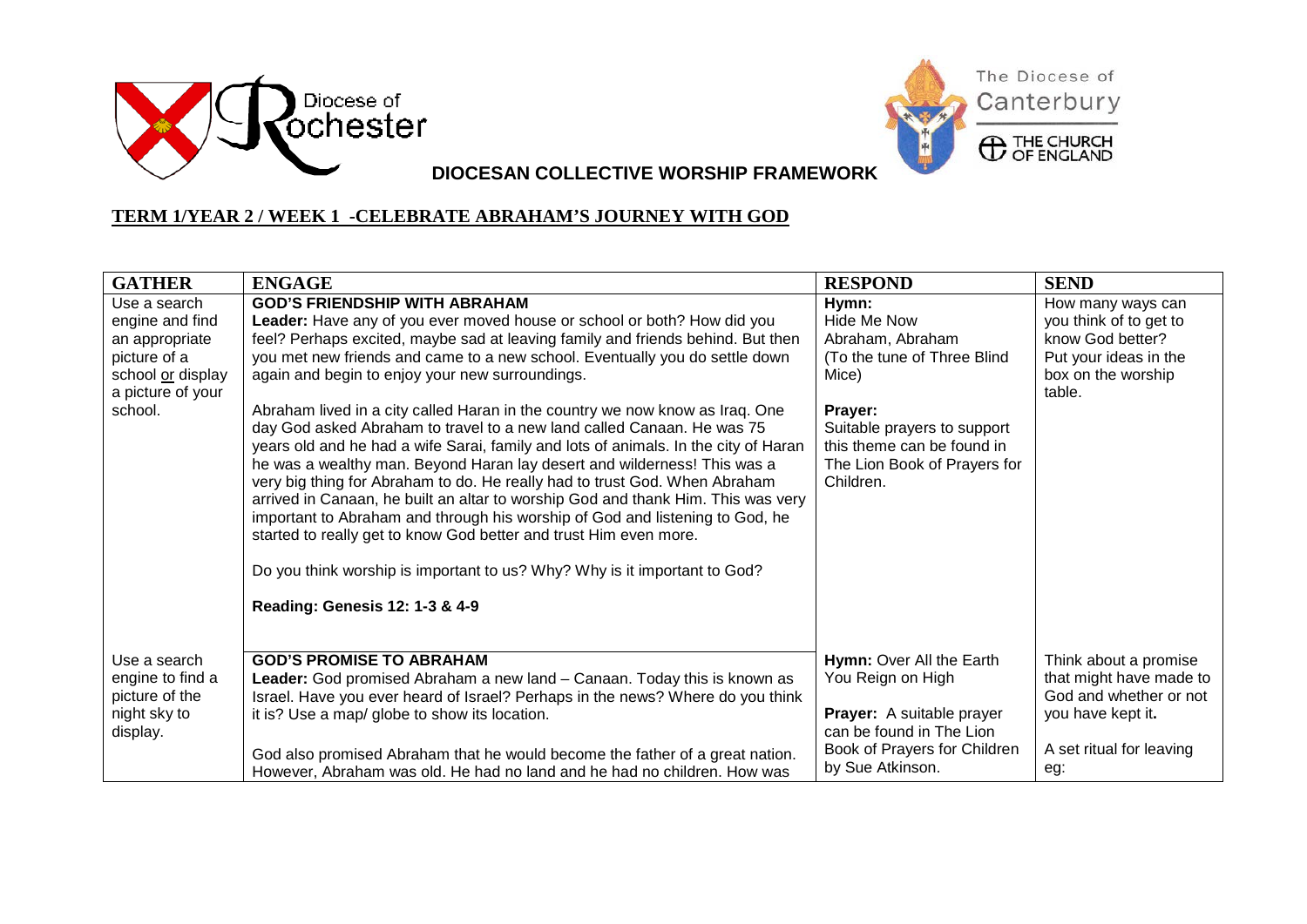Diocese of Rochester

The Diocese of Canterbury
THE CHURCH OF ENGLAND

**DIOCESAN COLLECTIVE WORSHIP FRAMEWORK**

## TERM 1/YEAR 2 / WEEK 1 -CELEBRATE ABRAHAM'S JOURNEY WITH GOD

| GATHER | ENGAGE | RESPOND | SEND |
|---|---|---|---|
| Use a search engine and find an appropriate picture of a school <u>or</u> display a picture of your school. | **GOD'S FRIENDSHIP WITH ABRAHAM**<br>**Leader:** Have any of you ever moved house or school or both? How did you feel? Perhaps excited, maybe sad at leaving family and friends behind. But then you met new friends and came to a new school. Eventually you do settle down again and begin to enjoy your new surroundings.<br><br>Abraham lived in a city called Haran in the country we now know as Iraq. One day God asked Abraham to travel to a new land called Canaan. He was 75 years old and he had a wife Sarai, family and lots of animals. In the city of Haran he was a wealthy man. Beyond Haran lay desert and wilderness! This was a very big thing for Abraham to do. He really had to trust God. When Abraham arrived in Canaan, he built an altar to worship God and thank Him. This was very important to Abraham and through his worship of God and listening to God, he started to really get to know God better and trust Him even more.<br><br>Do you think worship is important to us? Why? Why is it important to God?<br><br>**Reading: Genesis 12: 1-3 & 4-9** | **Hymn:**<br>Hide Me Now<br>Abraham, Abraham<br>(To the tune of Three Blind Mice)<br><br>**Prayer:**<br>Suitable prayers to support this theme can be found in The Lion Book of Prayers for Children. | How many ways can you think of to get to know God better? Put your ideas in the box on the worship table. |
| Use a search engine to find a picture of the night sky to display. | **GOD'S PROMISE TO ABRAHAM**<br>**Leader:** God promised Abraham a new land – Canaan. Today this is known as Israel. Have you ever heard of Israel? Perhaps in the news? Where do you think it is? Use a map/ globe to show its location.<br><br>God also promised Abraham that he would become the father of a great nation. However, Abraham was old. He had no land and he had no children. How was | **Hymn:** Over All the Earth You Reign on High<br><br>**Prayer:** A suitable prayer can be found in The Lion Book of Prayers for Children by Sue Atkinson. | Think about a promise that might have made to God and whether or not you have kept it**.**<br><br>A set ritual for leaving eg: |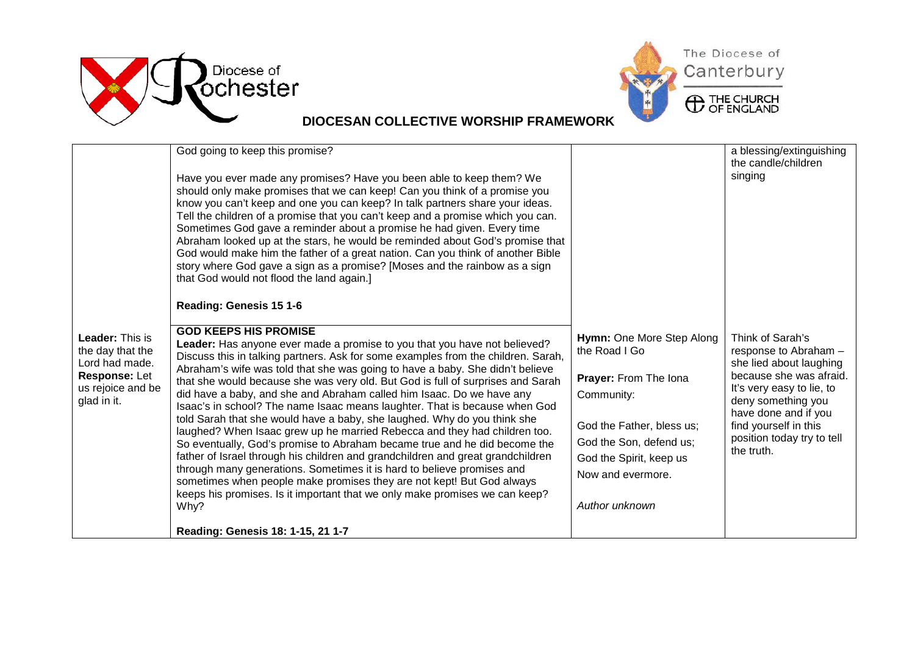**DIOCESAN COLLECTIVE WORSHIP FRAMEWORK**

| | | | |
|---|---|---|---|
| | God going to keep this promise?<br><br>Have you ever made any promises? Have you been able to keep them? We should only make promises that we can keep! Can you think of a promise you know you can't keep and one you can keep? In talk partners share your ideas. Tell the children of a promise that you can't keep and a promise which you can. Sometimes God gave a reminder about a promise he had given. Every time Abraham looked up at the stars, he would be reminded about God's promise that God would make him the father of a great nation. Can you think of another Bible story where God gave a sign as a promise? [Moses and the rainbow as a sign that God would not flood the land again.]<br><br>**Reading: Genesis 15 1-6** | | a blessing/extinguishing the candle/children singing |
| **Leader:** This is the day that the Lord had made.<br>**Response:** Let us rejoice and be glad in it. | **GOD KEEPS HIS PROMISE**<br>**Leader:** Has anyone ever made a promise to you that you have not believed? Discuss this in talking partners. Ask for some examples from the children. Sarah, Abraham's wife was told that she was going to have a baby. She didn't believe that she would because she was very old. But God is full of surprises and Sarah did have a baby, and she and Abraham called him Isaac. Do we have any Isaac's in school? The name Isaac means laughter. That is because when God told Sarah that she would have a baby, she laughed. Why do you think she laughed? When Isaac grew up he married Rebecca and they had children too. So eventually, God's promise to Abraham became true and he did become the father of Israel through his children and grandchildren and great grandchildren through many generations. Sometimes it is hard to believe promises and sometimes when people make promises they are not kept! But God always keeps his promises. Is it important that we only make promises we can keep? Why?<br><br>**Reading: Genesis 18: 1-15, 21 1-7** | **Hymn:** One More Step Along the Road I Go<br><br>**Prayer:** From The Iona Community:<br><br>God the Father, bless us;<br>God the Son, defend us;<br>God the Spirit, keep us<br>Now and evermore.<br><br>*Author unknown* | Think of Sarah's response to Abraham – she lied about laughing because she was afraid. It's very easy to lie, to deny something you have done and if you find yourself in this position today try to tell the truth. |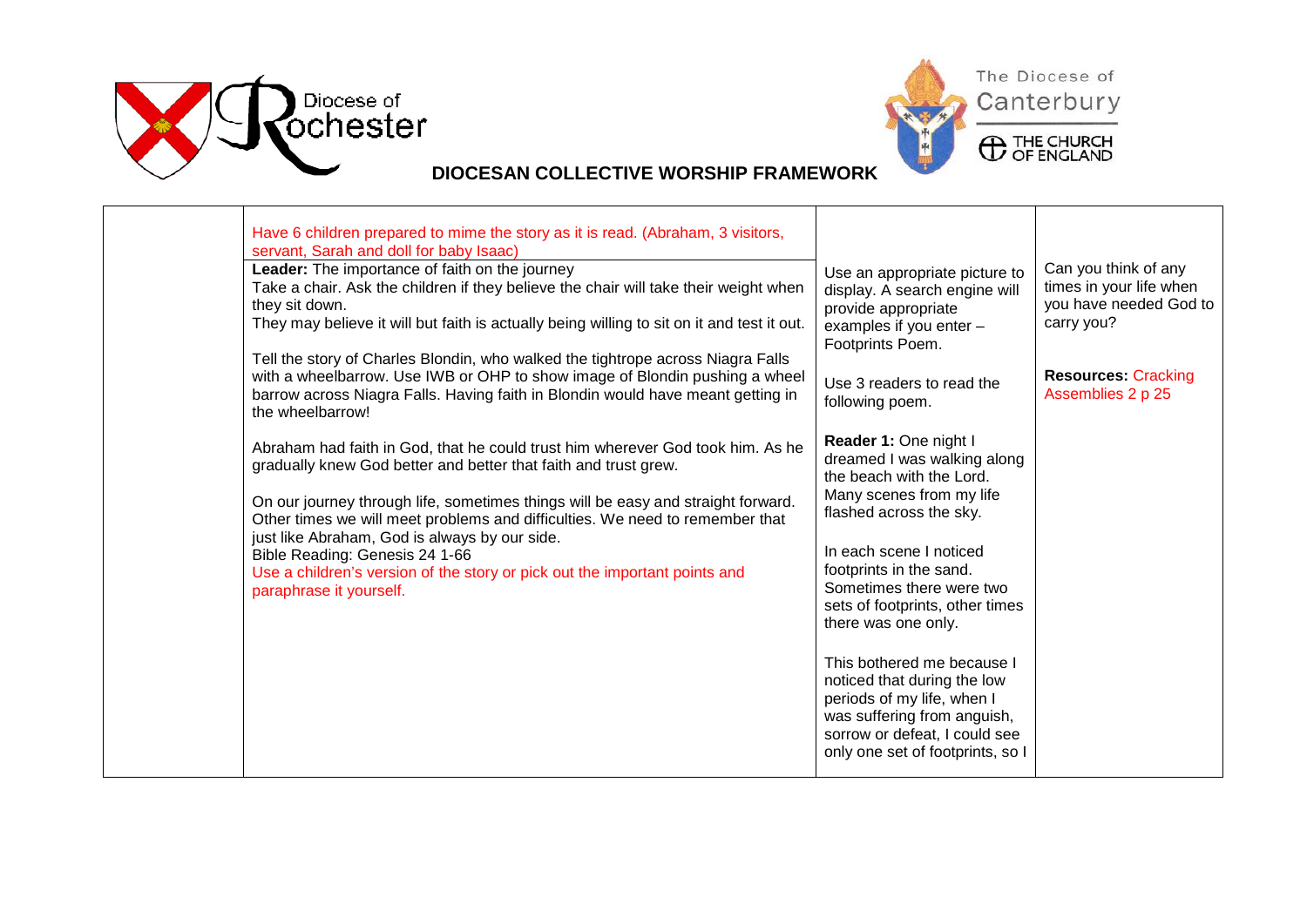DIOCESAN COLLECTIVE WORSHIP FRAMEWORK

| | | | |
|---|---|---|---|
| | Have 6 children prepared to mime the story as it is read. (Abraham, 3 visitors, servant, Sarah and doll for baby Isaac)<br>**Leader:** The importance of faith on the journey<br>Take a chair. Ask the children if they believe the chair will take their weight when they sit down.<br>They may believe it will but faith is actually being willing to sit on it and test it out.<br><br>Tell the story of Charles Blondin, who walked the tightrope across Niagra Falls with a wheelbarrow. Use IWB or OHP to show image of Blondin pushing a wheel barrow across Niagra Falls. Having faith in Blondin would have meant getting in the wheelbarrow!<br><br>Abraham had faith in God, that he could trust him wherever God took him. As he gradually knew God better and better that faith and trust grew.<br><br>On our journey through life, sometimes things will be easy and straight forward. Other times we will meet problems and difficulties. We need to remember that just like Abraham, God is always by our side.<br>Bible Reading: Genesis 24 1-66<br>Use a children's version of the story or pick out the important points and paraphrase it yourself. | Use an appropriate picture to display. A search engine will provide appropriate examples if you enter – Footprints Poem.<br><br>Use 3 readers to read the following poem.<br><br>**Reader 1:** One night I dreamed I was walking along the beach with the Lord. Many scenes from my life flashed across the sky.<br><br>In each scene I noticed footprints in the sand. Sometimes there were two sets of footprints, other times there was one only.<br><br>This bothered me because I noticed that during the low periods of my life, when I was suffering from anguish, sorrow or defeat, I could see only one set of footprints, so I | Can you think of any times in your life when you have needed God to carry you?<br><br>**Resources:** Cracking Assemblies 2 p 25 |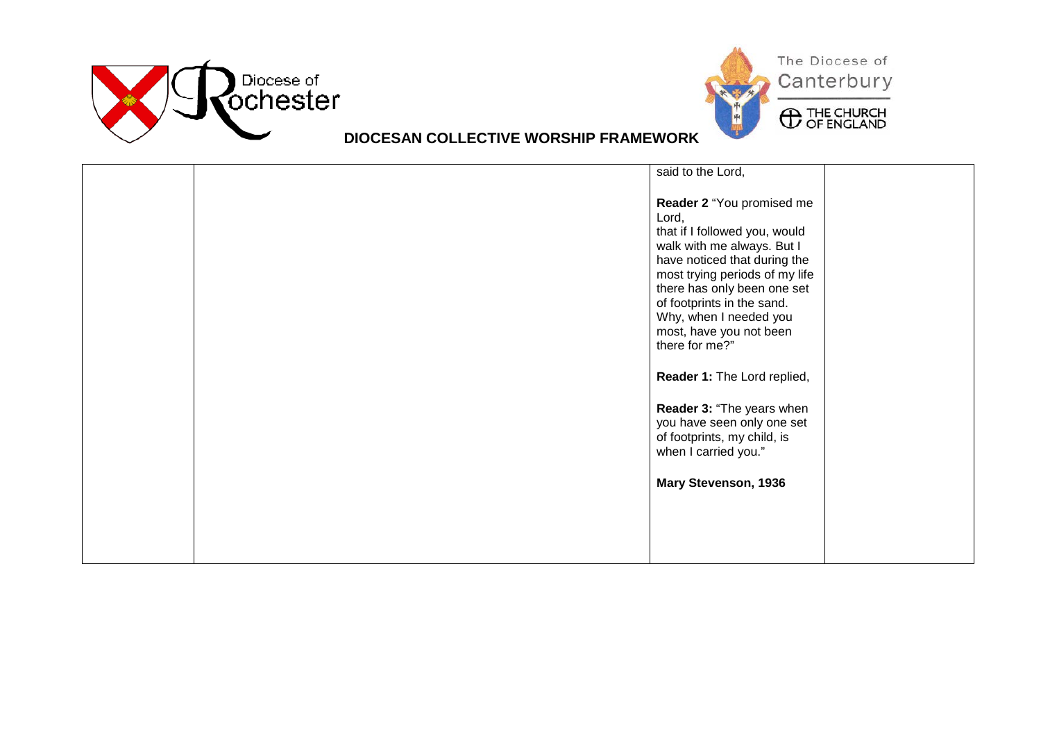| | | | |
|---|---|---|---|
| | | said to the Lord,<br><br>**Reader 2** "You promised me Lord,<br>that if I followed you, would walk with me always. But I have noticed that during the most trying periods of my life there has only been one set of footprints in the sand. Why, when I needed you most, have you not been there for me?"<br><br>**Reader 1:** The Lord replied,<br><br>**Reader 3:** "The years when you have seen only one set of footprints, my child, is when I carried you."<br><br>**Mary Stevenson, 1936** | |